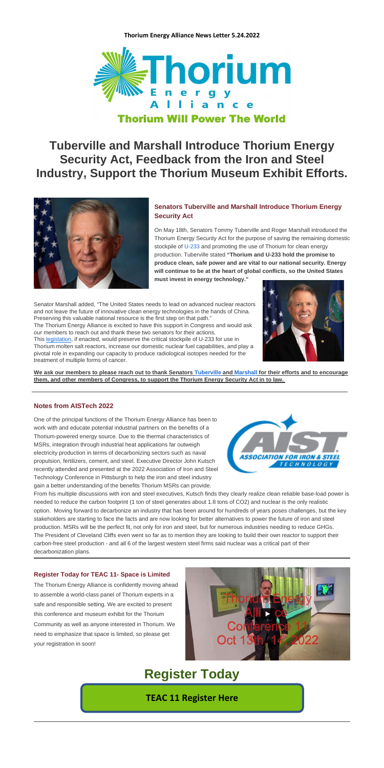**Thorium Energy Alliance News Letter 5.24.2022**

Thorium Energy Alliance

**Thorium Will Power The World**

# Tuberville and Marshall Introduce Thorium Energy Security Act, Feedback from the Iron and Steel Industry, Support the Thorium Museum Exhibit Efforts.

### Senators Tuberville and Marshall Introduce Thorium Energy Security Act

On May 18th, Senators Tommy Tuberville and Roger Marshall introduced the Thorium Energy Security Act for the purpose of saving the remaining domestic stockpile of U-233 and promoting the use of Thorium for clean energy production. Tuberville stated **"Thorium and U-233 hold the promise to produce clean, safe power and are vital to our national security. Energy will continue to be at the heart of global conflicts, so the United States must invest in energy technology."**

Senator Marshall added, "The United States needs to lead on advanced nuclear reactors and not leave the future of innovative clean energy technologies in the hands of China. Preserving this valuable national resource is the first step on that path."

The Thorium Energy Alliance is excited to have this support in Congress and would ask our members to reach out and thank these two senators for their actions.

This legislation, if enacted, would preserve the critical stockpile of U-233 for use in Thorium molten salt reactors, increase our domestic nuclear fuel capabilities, and play a pivotal role in expanding our capacity to produce radiological isotopes needed for the treatment of multiple forms of cancer.

**We ask our members to please reach out to thank Senators Tuberville and Marshall for their efforts and to encourage them, and other members of Congress, to support the Thorium Energy Security Act in to law.**

### Notes from AISTech 2022

One of the principal functions of the Thorium Energy Alliance has been to work with and educate potential industrial partners on the benefits of a Thorium-powered energy source. Due to the thermal characteristics of MSRs, integration through industrial heat applications far outweigh electricity production in terms of decarbonizing sectors such as naval propulsion, fertilizers, cement, and steel. Executive Director John Kutsch recently attended and presented at the 2022 Association of Iron and Steel Technology Conference in Pittsburgh to help the iron and steel industry gain a better understanding of the benefits Thorium MSRs can provide.

From his multiple discussions with iron and steel executives, Kutsch finds they clearly realize clean reliable base-load power is needed to reduce the carbon footprint (1 ton of steel generates about 1.8 tons of CO2) and nuclear is the only realistic option. Moving forward to decarbonize an industry that has been around for hundreds of years poses challenges, but the key stakeholders are starting to face the facts and are now looking for better alternatives to power the future of iron and steel production. MSRs will be the perfect fit, not only for iron and steel, but for numerous industries needing to reduce GHGs. The President of Cleveland Cliffs even went so far as to mention they are looking to build their own reactor to support their carbon-free steel production - and all 6 of the largest western steel firms said nuclear was a critical part of their decarbonization plans.

### Register Today for TEAC 11- Space is Limited

The Thorium Energy Alliance is confidently moving ahead to assemble a world-class panel of Thorium experts in a safe and responsible setting. We are excited to present this conference and museum exhibit for the Thorium Community as well as anyone interested in Thorium. We need to emphasize that space is limited, so please get your registration in soon!

Thorium Energy Alliance Conference 11 Oct 13th-14, 2022

## Register Today

**TEAC 11 Register Here**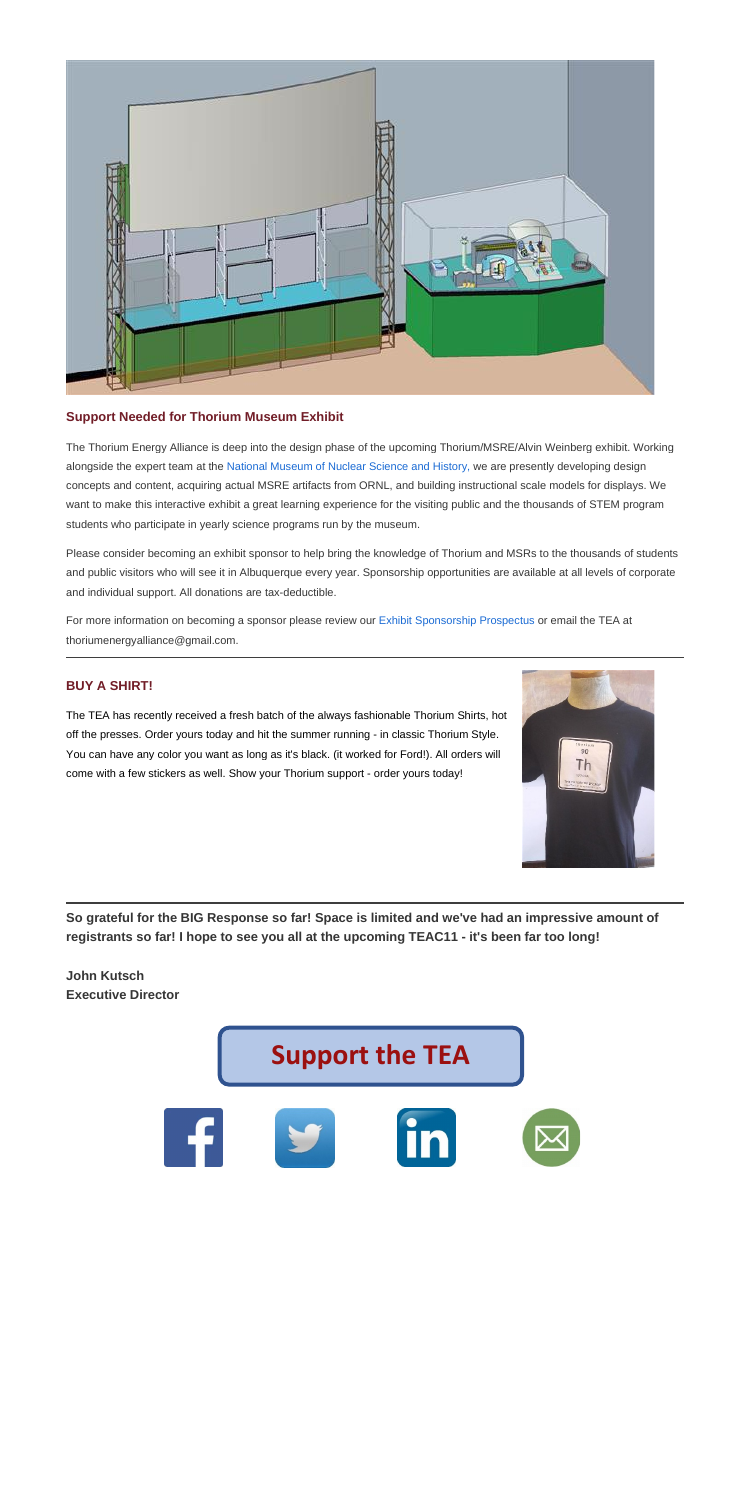### Support Needed for Thorium Museum Exhibit

The Thorium Energy Alliance is deep into the design phase of the upcoming Thorium/MSRE/Alvin Weinberg exhibit. Working alongside the expert team at the National Museum of Nuclear Science and History, we are presently developing design concepts and content, acquiring actual MSRE artifacts from ORNL, and building instructional scale models for displays. We want to make this interactive exhibit a great learning experience for the visiting public and the thousands of STEM program students who participate in yearly science programs run by the museum.

Please consider becoming an exhibit sponsor to help bring the knowledge of Thorium and MSRs to the thousands of students and public visitors who will see it in Albuquerque every year. Sponsorship opportunities are available at all levels of corporate and individual support. All donations are tax-deductible.

For more information on becoming a sponsor please review our Exhibit Sponsorship Prospectus or email the TEA at thoriumenergyalliance@gmail.com.

---

### BUY A SHIRT!

The TEA has recently received a fresh batch of the always fashionable Thorium Shirts, hot off the presses. Order yours today and hit the summer running - in classic Thorium Style. You can have any color you want as long as it's black. (it worked for Ford!). All orders will come with a few stickers as well. Show your Thorium support - order yours today!

---

**So grateful for the BIG Response so far! Space is limited and we've had an impressive amount of registrants so far! I hope to see you all at the upcoming TEAC11 - it's been far too long!**

**John Kutsch**
**Executive Director**

**Support the TEA**